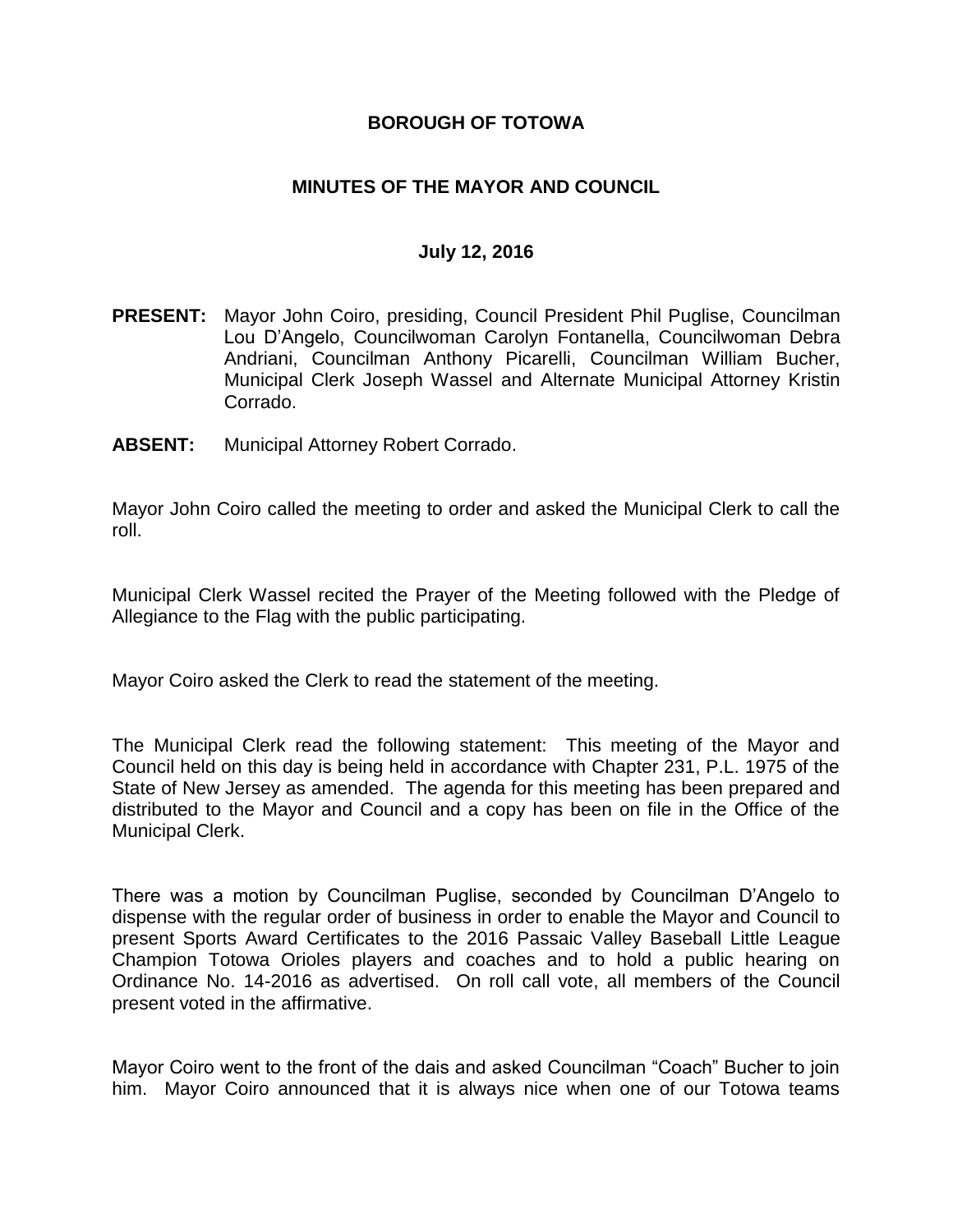# BOROUGH OF TOTOWA

## MINUTES OF THE MAYOR AND COUNCIL

### July 12, 2016

**PRESENT:** Mayor John Coiro, presiding, Council President Phil Puglise, Councilman Lou D'Angelo, Councilwoman Carolyn Fontanella, Councilwoman Debra Andriani, Councilman Anthony Picarelli, Councilman William Bucher, Municipal Clerk Joseph Wassel and Alternate Municipal Attorney Kristin Corrado.

**ABSENT:** Municipal Attorney Robert Corrado.

Mayor John Coiro called the meeting to order and asked the Municipal Clerk to call the roll.

Municipal Clerk Wassel recited the Prayer of the Meeting followed with the Pledge of Allegiance to the Flag with the public participating.

Mayor Coiro asked the Clerk to read the statement of the meeting.

The Municipal Clerk read the following statement: This meeting of the Mayor and Council held on this day is being held in accordance with Chapter 231, P.L. 1975 of the State of New Jersey as amended. The agenda for this meeting has been prepared and distributed to the Mayor and Council and a copy has been on file in the Office of the Municipal Clerk.

There was a motion by Councilman Puglise, seconded by Councilman D'Angelo to dispense with the regular order of business in order to enable the Mayor and Council to present Sports Award Certificates to the 2016 Passaic Valley Baseball Little League Champion Totowa Orioles players and coaches and to hold a public hearing on Ordinance No. 14-2016 as advertised. On roll call vote, all members of the Council present voted in the affirmative.

Mayor Coiro went to the front of the dais and asked Councilman "Coach" Bucher to join him. Mayor Coiro announced that it is always nice when one of our Totowa teams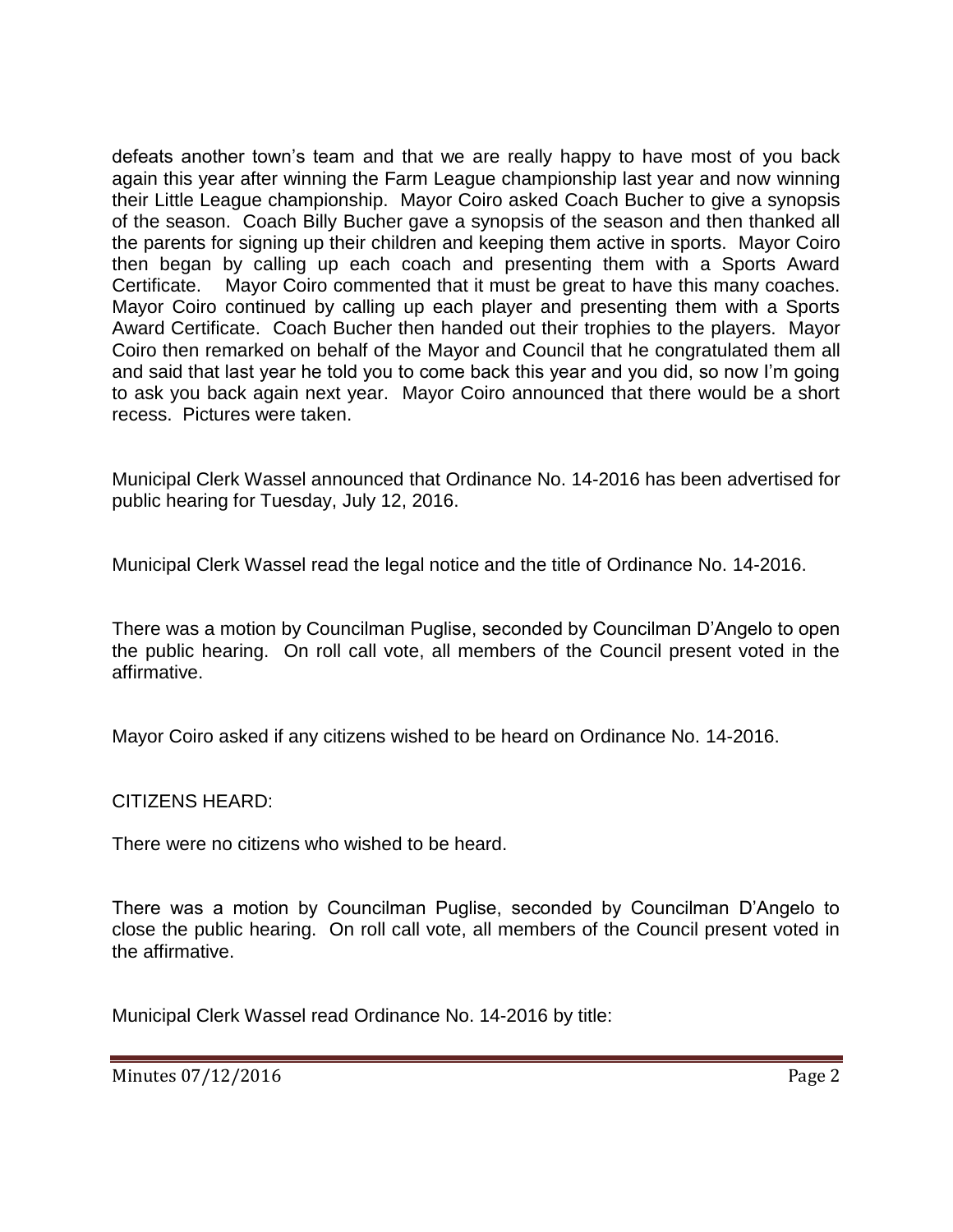defeats another town's team and that we are really happy to have most of you back again this year after winning the Farm League championship last year and now winning their Little League championship. Mayor Coiro asked Coach Bucher to give a synopsis of the season. Coach Billy Bucher gave a synopsis of the season and then thanked all the parents for signing up their children and keeping them active in sports. Mayor Coiro then began by calling up each coach and presenting them with a Sports Award Certificate. Mayor Coiro commented that it must be great to have this many coaches. Mayor Coiro continued by calling up each player and presenting them with a Sports Award Certificate. Coach Bucher then handed out their trophies to the players. Mayor Coiro then remarked on behalf of the Mayor and Council that he congratulated them all and said that last year he told you to come back this year and you did, so now I'm going to ask you back again next year. Mayor Coiro announced that there would be a short recess. Pictures were taken.

Municipal Clerk Wassel announced that Ordinance No. 14-2016 has been advertised for public hearing for Tuesday, July 12, 2016.

Municipal Clerk Wassel read the legal notice and the title of Ordinance No. 14-2016.

There was a motion by Councilman Puglise, seconded by Councilman D'Angelo to open the public hearing. On roll call vote, all members of the Council present voted in the affirmative.

Mayor Coiro asked if any citizens wished to be heard on Ordinance No. 14-2016.

CITIZENS HEARD:

There were no citizens who wished to be heard.

There was a motion by Councilman Puglise, seconded by Councilman D'Angelo to close the public hearing. On roll call vote, all members of the Council present voted in the affirmative.

Municipal Clerk Wassel read Ordinance No. 14-2016 by title: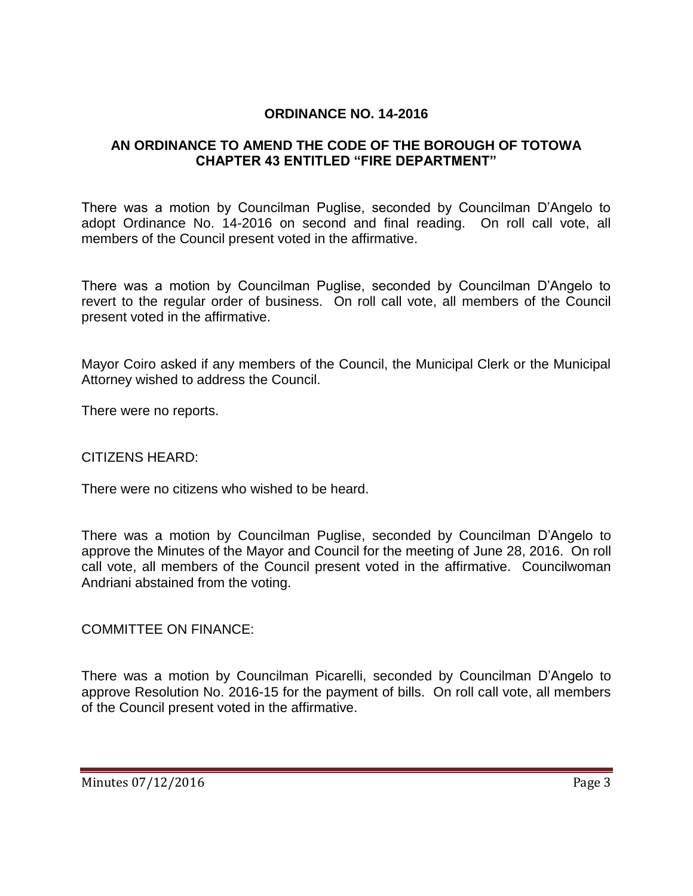**ORDINANCE NO. 14-2016**

**AN ORDINANCE TO AMEND THE CODE OF THE BOROUGH OF TOTOWA CHAPTER 43 ENTITLED "FIRE DEPARTMENT"**

There was a motion by Councilman Puglise, seconded by Councilman D'Angelo to adopt Ordinance No. 14-2016 on second and final reading. On roll call vote, all members of the Council present voted in the affirmative.

There was a motion by Councilman Puglise, seconded by Councilman D'Angelo to revert to the regular order of business. On roll call vote, all members of the Council present voted in the affirmative.

Mayor Coiro asked if any members of the Council, the Municipal Clerk or the Municipal Attorney wished to address the Council.

There were no reports.

CITIZENS HEARD:

There were no citizens who wished to be heard.

There was a motion by Councilman Puglise, seconded by Councilman D'Angelo to approve the Minutes of the Mayor and Council for the meeting of June 28, 2016. On roll call vote, all members of the Council present voted in the affirmative. Councilwoman Andriani abstained from the voting.

COMMITTEE ON FINANCE:

There was a motion by Councilman Picarelli, seconded by Councilman D'Angelo to approve Resolution No. 2016-15 for the payment of bills. On roll call vote, all members of the Council present voted in the affirmative.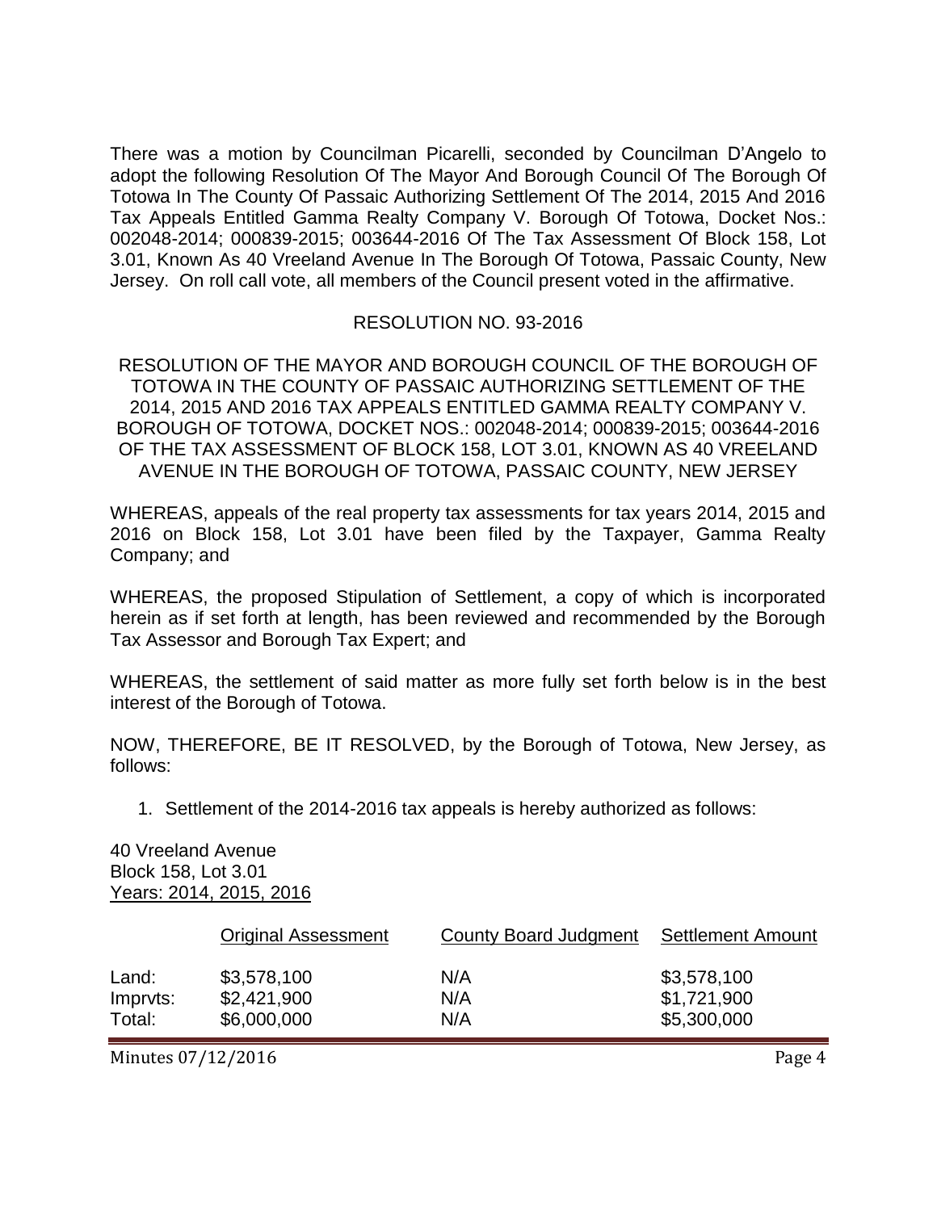There was a motion by Councilman Picarelli, seconded by Councilman D'Angelo to adopt the following Resolution Of The Mayor And Borough Council Of The Borough Of Totowa In The County Of Passaic Authorizing Settlement Of The 2014, 2015 And 2016 Tax Appeals Entitled Gamma Realty Company V. Borough Of Totowa, Docket Nos.: 002048-2014; 000839-2015; 003644-2016 Of The Tax Assessment Of Block 158, Lot 3.01, Known As 40 Vreeland Avenue In The Borough Of Totowa, Passaic County, New Jersey. On roll call vote, all members of the Council present voted in the affirmative.

RESOLUTION NO. 93-2016

RESOLUTION OF THE MAYOR AND BOROUGH COUNCIL OF THE BOROUGH OF TOTOWA IN THE COUNTY OF PASSAIC AUTHORIZING SETTLEMENT OF THE 2014, 2015 AND 2016 TAX APPEALS ENTITLED GAMMA REALTY COMPANY V. BOROUGH OF TOTOWA, DOCKET NOS.: 002048-2014; 000839-2015; 003644-2016 OF THE TAX ASSESSMENT OF BLOCK 158, LOT 3.01, KNOWN AS 40 VREELAND AVENUE IN THE BOROUGH OF TOTOWA, PASSAIC COUNTY, NEW JERSEY

WHEREAS, appeals of the real property tax assessments for tax years 2014, 2015 and 2016 on Block 158, Lot 3.01 have been filed by the Taxpayer, Gamma Realty Company; and

WHEREAS, the proposed Stipulation of Settlement, a copy of which is incorporated herein as if set forth at length, has been reviewed and recommended by the Borough Tax Assessor and Borough Tax Expert; and

WHEREAS, the settlement of said matter as more fully set forth below is in the best interest of the Borough of Totowa.

NOW, THEREFORE, BE IT RESOLVED, by the Borough of Totowa, New Jersey, as follows:

1. Settlement of the 2014-2016 tax appeals is hereby authorized as follows:

40 Vreeland Avenue
Block 158, Lot 3.01
Years: 2014, 2015, 2016

| | Original Assessment | County Board Judgment | Settlement Amount |
|---|---|---|---|
| Land: | $3,578,100 | N/A | $3,578,100 |
| Imprvts: | $2,421,900 | N/A | $1,721,900 |
| Total: | $6,000,000 | N/A | $5,300,000 |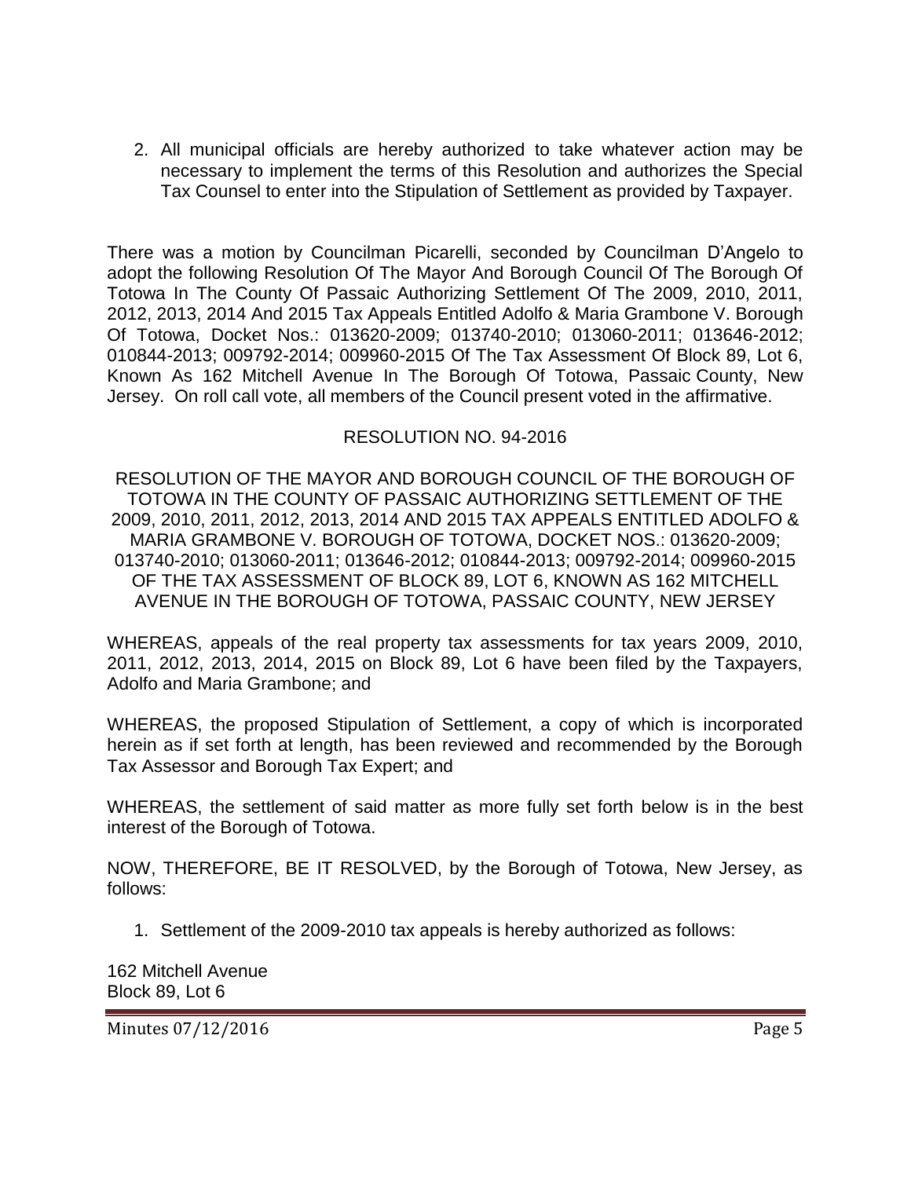2. All municipal officials are hereby authorized to take whatever action may be necessary to implement the terms of this Resolution and authorizes the Special Tax Counsel to enter into the Stipulation of Settlement as provided by Taxpayer.

There was a motion by Councilman Picarelli, seconded by Councilman D'Angelo to adopt the following Resolution Of The Mayor And Borough Council Of The Borough Of Totowa In The County Of Passaic Authorizing Settlement Of The 2009, 2010, 2011, 2012, 2013, 2014 And 2015 Tax Appeals Entitled Adolfo & Maria Grambone V. Borough Of Totowa, Docket Nos.: 013620-2009; 013740-2010; 013060-2011; 013646-2012; 010844-2013; 009792-2014; 009960-2015 Of The Tax Assessment Of Block 89, Lot 6, Known As 162 Mitchell Avenue In The Borough Of Totowa, Passaic County, New Jersey. On roll call vote, all members of the Council present voted in the affirmative.

RESOLUTION NO. 94-2016

RESOLUTION OF THE MAYOR AND BOROUGH COUNCIL OF THE BOROUGH OF TOTOWA IN THE COUNTY OF PASSAIC AUTHORIZING SETTLEMENT OF THE 2009, 2010, 2011, 2012, 2013, 2014 AND 2015 TAX APPEALS ENTITLED ADOLFO & MARIA GRAMBONE V. BOROUGH OF TOTOWA, DOCKET NOS.: 013620-2009; 013740-2010; 013060-2011; 013646-2012; 010844-2013; 009792-2014; 009960-2015 OF THE TAX ASSESSMENT OF BLOCK 89, LOT 6, KNOWN AS 162 MITCHELL AVENUE IN THE BOROUGH OF TOTOWA, PASSAIC COUNTY, NEW JERSEY

WHEREAS, appeals of the real property tax assessments for tax years 2009, 2010, 2011, 2012, 2013, 2014, 2015 on Block 89, Lot 6 have been filed by the Taxpayers, Adolfo and Maria Grambone; and

WHEREAS, the proposed Stipulation of Settlement, a copy of which is incorporated herein as if set forth at length, has been reviewed and recommended by the Borough Tax Assessor and Borough Tax Expert; and

WHEREAS, the settlement of said matter as more fully set forth below is in the best interest of the Borough of Totowa.

NOW, THEREFORE, BE IT RESOLVED, by the Borough of Totowa, New Jersey, as follows:

1. Settlement of the 2009-2010 tax appeals is hereby authorized as follows:

162 Mitchell Avenue
Block 89, Lot 6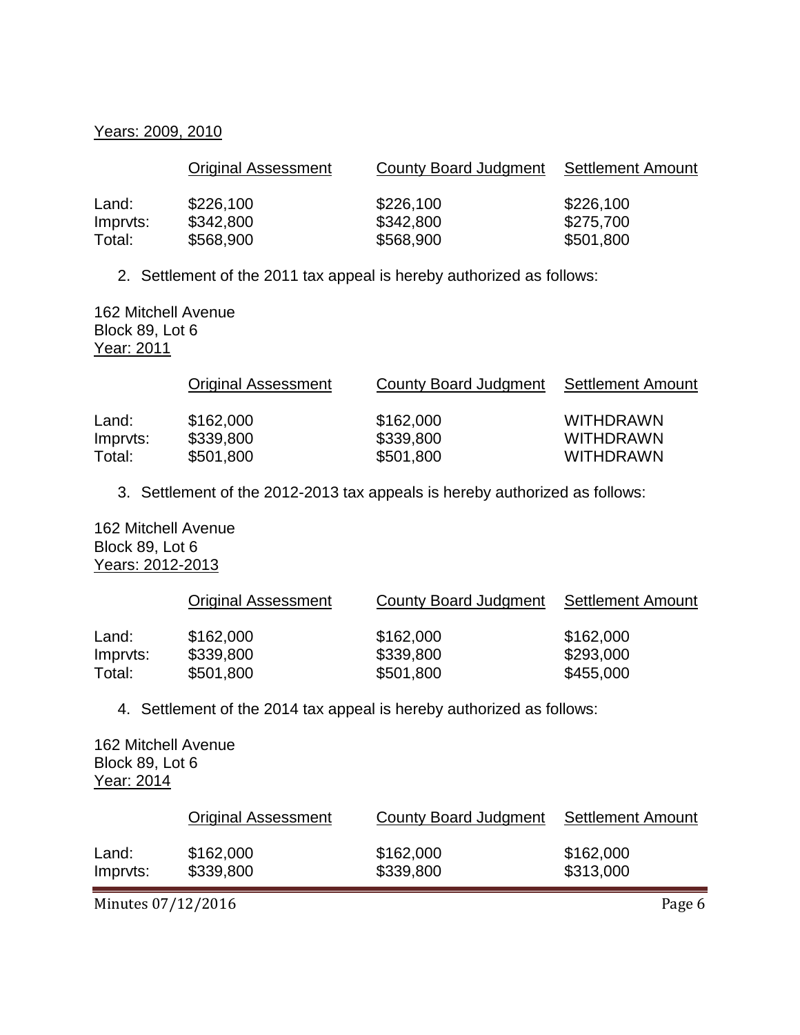Years: 2009, 2010

| | Original Assessment | County Board Judgment | Settlement Amount |
|---|---|---|---|
| Land: | $226,100 | $226,100 | $226,100 |
| Imprvts: | $342,800 | $342,800 | $275,700 |
| Total: | $568,900 | $568,900 | $501,800 |

2. Settlement of the 2011 tax appeal is hereby authorized as follows:

162 Mitchell Avenue
Block 89, Lot 6
Year: 2011

| | Original Assessment | County Board Judgment | Settlement Amount |
|---|---|---|---|
| Land: | $162,000 | $162,000 | WITHDRAWN |
| Imprvts: | $339,800 | $339,800 | WITHDRAWN |
| Total: | $501,800 | $501,800 | WITHDRAWN |

3. Settlement of the 2012-2013 tax appeals is hereby authorized as follows:

162 Mitchell Avenue
Block 89, Lot 6
Years: 2012-2013

| | Original Assessment | County Board Judgment | Settlement Amount |
|---|---|---|---|
| Land: | $162,000 | $162,000 | $162,000 |
| Imprvts: | $339,800 | $339,800 | $293,000 |
| Total: | $501,800 | $501,800 | $455,000 |

4. Settlement of the 2014 tax appeal is hereby authorized as follows:

162 Mitchell Avenue
Block 89, Lot 6
Year: 2014

| | Original Assessment | County Board Judgment | Settlement Amount |
|---|---|---|---|
| Land: | $162,000 | $162,000 | $162,000 |
| Imprvts: | $339,800 | $339,800 | $313,000 |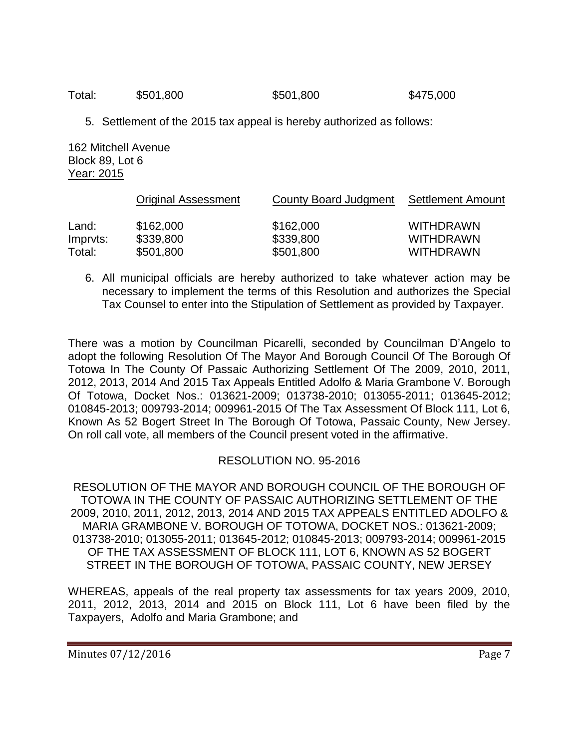| Total: | $501,800 | $501,800 | $475,000 |
|---|---|---|---|

5. Settlement of the 2015 tax appeal is hereby authorized as follows:

162 Mitchell Avenue
Block 89, Lot 6
Year: 2015

| | Original Assessment | County Board Judgment | Settlement Amount |
|---|---|---|---|
| Land: | $162,000 | $162,000 | WITHDRAWN |
| Imprvts: | $339,800 | $339,800 | WITHDRAWN |
| Total: | $501,800 | $501,800 | WITHDRAWN |

6. All municipal officials are hereby authorized to take whatever action may be necessary to implement the terms of this Resolution and authorizes the Special Tax Counsel to enter into the Stipulation of Settlement as provided by Taxpayer.

There was a motion by Councilman Picarelli, seconded by Councilman D'Angelo to adopt the following Resolution Of The Mayor And Borough Council Of The Borough Of Totowa In The County Of Passaic Authorizing Settlement Of The 2009, 2010, 2011, 2012, 2013, 2014 And 2015 Tax Appeals Entitled Adolfo & Maria Grambone V. Borough Of Totowa, Docket Nos.: 013621-2009; 013738-2010; 013055-2011; 013645-2012; 010845-2013; 009793-2014; 009961-2015 Of The Tax Assessment Of Block 111, Lot 6, Known As 52 Bogert Street In The Borough Of Totowa, Passaic County, New Jersey. On roll call vote, all members of the Council present voted in the affirmative.

RESOLUTION NO. 95-2016

RESOLUTION OF THE MAYOR AND BOROUGH COUNCIL OF THE BOROUGH OF TOTOWA IN THE COUNTY OF PASSAIC AUTHORIZING SETTLEMENT OF THE 2009, 2010, 2011, 2012, 2013, 2014 AND 2015 TAX APPEALS ENTITLED ADOLFO & MARIA GRAMBONE V. BOROUGH OF TOTOWA, DOCKET NOS.: 013621-2009; 013738-2010; 013055-2011; 013645-2012; 010845-2013; 009793-2014; 009961-2015 OF THE TAX ASSESSMENT OF BLOCK 111, LOT 6, KNOWN AS 52 BOGERT STREET IN THE BOROUGH OF TOTOWA, PASSAIC COUNTY, NEW JERSEY

WHEREAS, appeals of the real property tax assessments for tax years 2009, 2010, 2011, 2012, 2013, 2014 and 2015 on Block 111, Lot 6 have been filed by the Taxpayers, Adolfo and Maria Grambone; and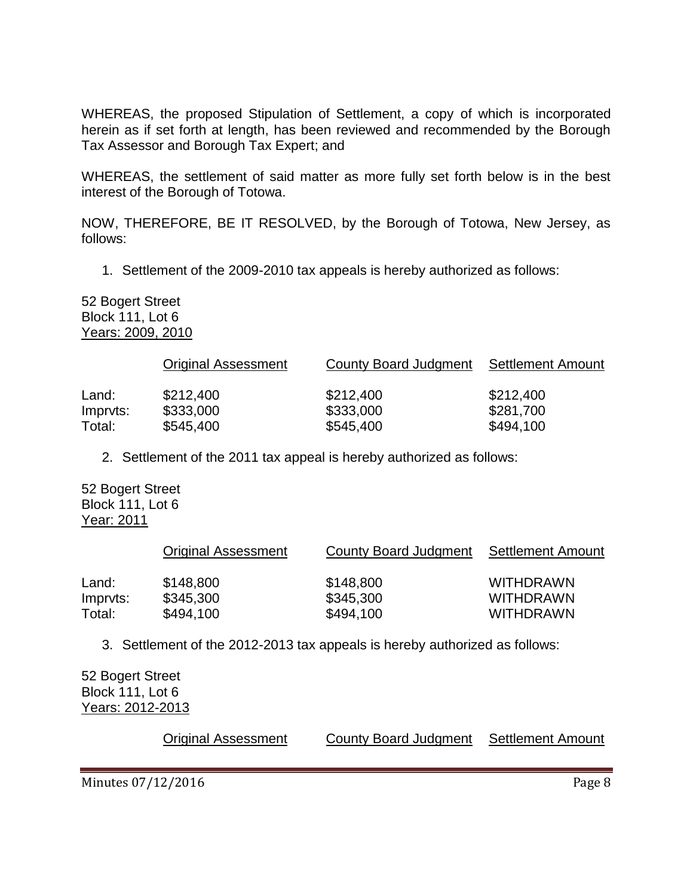WHEREAS, the proposed Stipulation of Settlement, a copy of which is incorporated herein as if set forth at length, has been reviewed and recommended by the Borough Tax Assessor and Borough Tax Expert; and

WHEREAS, the settlement of said matter as more fully set forth below is in the best interest of the Borough of Totowa.

NOW, THEREFORE, BE IT RESOLVED, by the Borough of Totowa, New Jersey, as follows:

1. Settlement of the 2009-2010 tax appeals is hereby authorized as follows:

52 Bogert Street
Block 111, Lot 6
Years: 2009, 2010

| | Original Assessment | County Board Judgment | Settlement Amount |
|---|---|---|---|
| Land: | $212,400 | $212,400 | $212,400 |
| Imprvts: | $333,000 | $333,000 | $281,700 |
| Total: | $545,400 | $545,400 | $494,100 |

2. Settlement of the 2011 tax appeal is hereby authorized as follows:

52 Bogert Street
Block 111, Lot 6
Year: 2011

| | Original Assessment | County Board Judgment | Settlement Amount |
|---|---|---|---|
| Land: | $148,800 | $148,800 | WITHDRAWN |
| Imprvts: | $345,300 | $345,300 | WITHDRAWN |
| Total: | $494,100 | $494,100 | WITHDRAWN |

3. Settlement of the 2012-2013 tax appeals is hereby authorized as follows:

52 Bogert Street
Block 111, Lot 6
Years: 2012-2013

| | Original Assessment | County Board Judgment | Settlement Amount |
|---|---|---|---|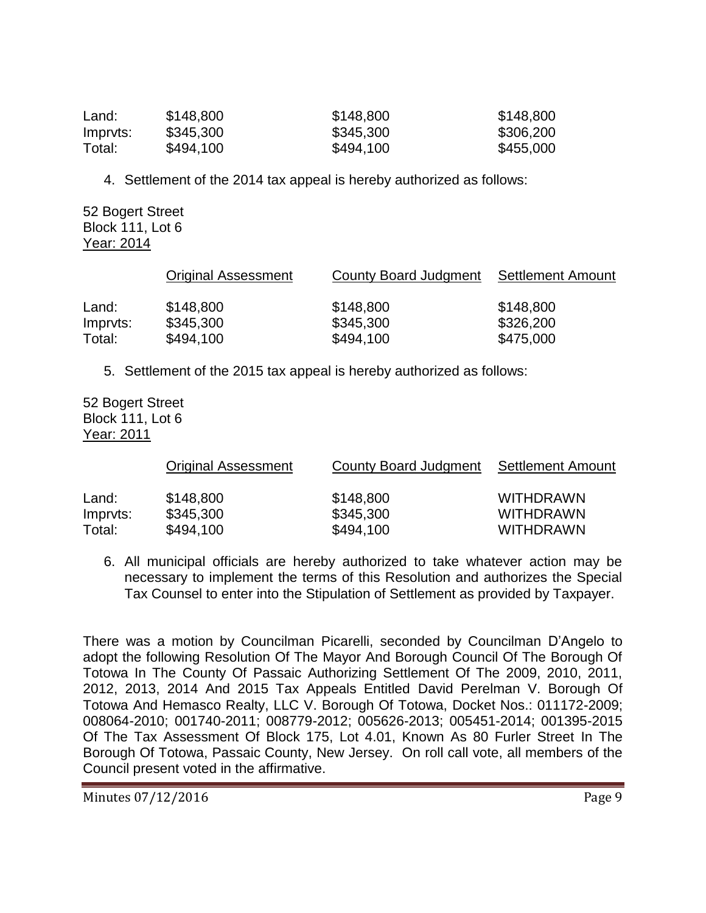| | | | |
|---|---|---|---|
| Land: | $148,800 | $148,800 | $148,800 |
| Imprvts: | $345,300 | $345,300 | $306,200 |
| Total: | $494,100 | $494,100 | $455,000 |

4. Settlement of the 2014 tax appeal is hereby authorized as follows:

52 Bogert Street
Block 111, Lot 6
Year: 2014

| | Original Assessment | County Board Judgment | Settlement Amount |
|---|---|---|---|
| Land: | $148,800 | $148,800 | $148,800 |
| Imprvts: | $345,300 | $345,300 | $326,200 |
| Total: | $494,100 | $494,100 | $475,000 |

5. Settlement of the 2015 tax appeal is hereby authorized as follows:

52 Bogert Street
Block 111, Lot 6
Year: 2011

| | Original Assessment | County Board Judgment | Settlement Amount |
|---|---|---|---|
| Land: | $148,800 | $148,800 | WITHDRAWN |
| Imprvts: | $345,300 | $345,300 | WITHDRAWN |
| Total: | $494,100 | $494,100 | WITHDRAWN |

6. All municipal officials are hereby authorized to take whatever action may be necessary to implement the terms of this Resolution and authorizes the Special Tax Counsel to enter into the Stipulation of Settlement as provided by Taxpayer.

There was a motion by Councilman Picarelli, seconded by Councilman D'Angelo to adopt the following Resolution Of The Mayor And Borough Council Of The Borough Of Totowa In The County Of Passaic Authorizing Settlement Of The 2009, 2010, 2011, 2012, 2013, 2014 And 2015 Tax Appeals Entitled David Perelman V. Borough Of Totowa And Hemasco Realty, LLC V. Borough Of Totowa, Docket Nos.: 011172-2009; 008064-2010; 001740-2011; 008779-2012; 005626-2013; 005451-2014; 001395-2015 Of The Tax Assessment Of Block 175, Lot 4.01, Known As 80 Furler Street In The Borough Of Totowa, Passaic County, New Jersey. On roll call vote, all members of the Council present voted in the affirmative.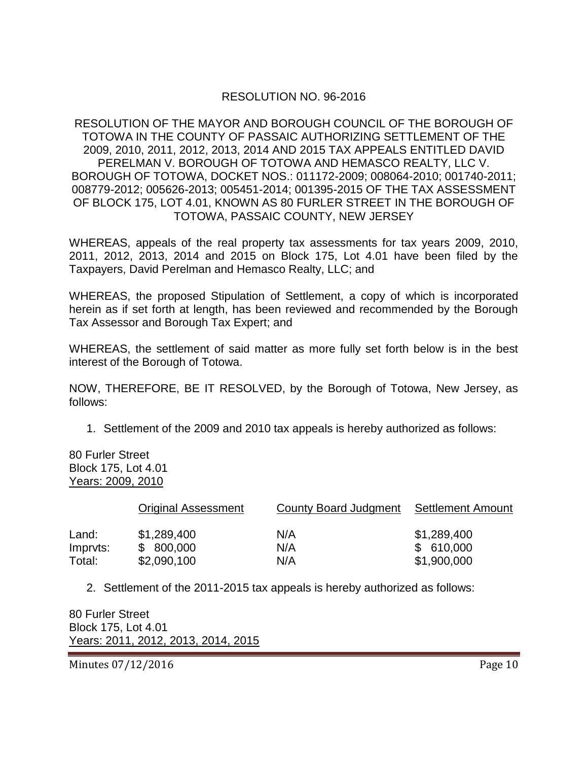# RESOLUTION NO. 96-2016

RESOLUTION OF THE MAYOR AND BOROUGH COUNCIL OF THE BOROUGH OF TOTOWA IN THE COUNTY OF PASSAIC AUTHORIZING SETTLEMENT OF THE 2009, 2010, 2011, 2012, 2013, 2014 AND 2015 TAX APPEALS ENTITLED DAVID PERELMAN V. BOROUGH OF TOTOWA AND HEMASCO REALTY, LLC V. BOROUGH OF TOTOWA, DOCKET NOS.: 011172-2009; 008064-2010; 001740-2011; 008779-2012; 005626-2013; 005451-2014; 001395-2015 OF THE TAX ASSESSMENT OF BLOCK 175, LOT 4.01, KNOWN AS 80 FURLER STREET IN THE BOROUGH OF TOTOWA, PASSAIC COUNTY, NEW JERSEY

WHEREAS, appeals of the real property tax assessments for tax years 2009, 2010, 2011, 2012, 2013, 2014 and 2015 on Block 175, Lot 4.01 have been filed by the Taxpayers, David Perelman and Hemasco Realty, LLC; and

WHEREAS, the proposed Stipulation of Settlement, a copy of which is incorporated herein as if set forth at length, has been reviewed and recommended by the Borough Tax Assessor and Borough Tax Expert; and

WHEREAS, the settlement of said matter as more fully set forth below is in the best interest of the Borough of Totowa.

NOW, THEREFORE, BE IT RESOLVED, by the Borough of Totowa, New Jersey, as follows:

1. Settlement of the 2009 and 2010 tax appeals is hereby authorized as follows:

80 Furler Street
Block 175, Lot 4.01
Years: 2009, 2010

| | Original Assessment | County Board Judgment | Settlement Amount |
|---|---|---|---|
| Land: | $1,289,400 | N/A | $1,289,400 |
| Imprvts: | $ 800,000 | N/A | $ 610,000 |
| Total: | $2,090,100 | N/A | $1,900,000 |

2. Settlement of the 2011-2015 tax appeals is hereby authorized as follows:

80 Furler Street
Block 175, Lot 4.01
Years: 2011, 2012, 2013, 2014, 2015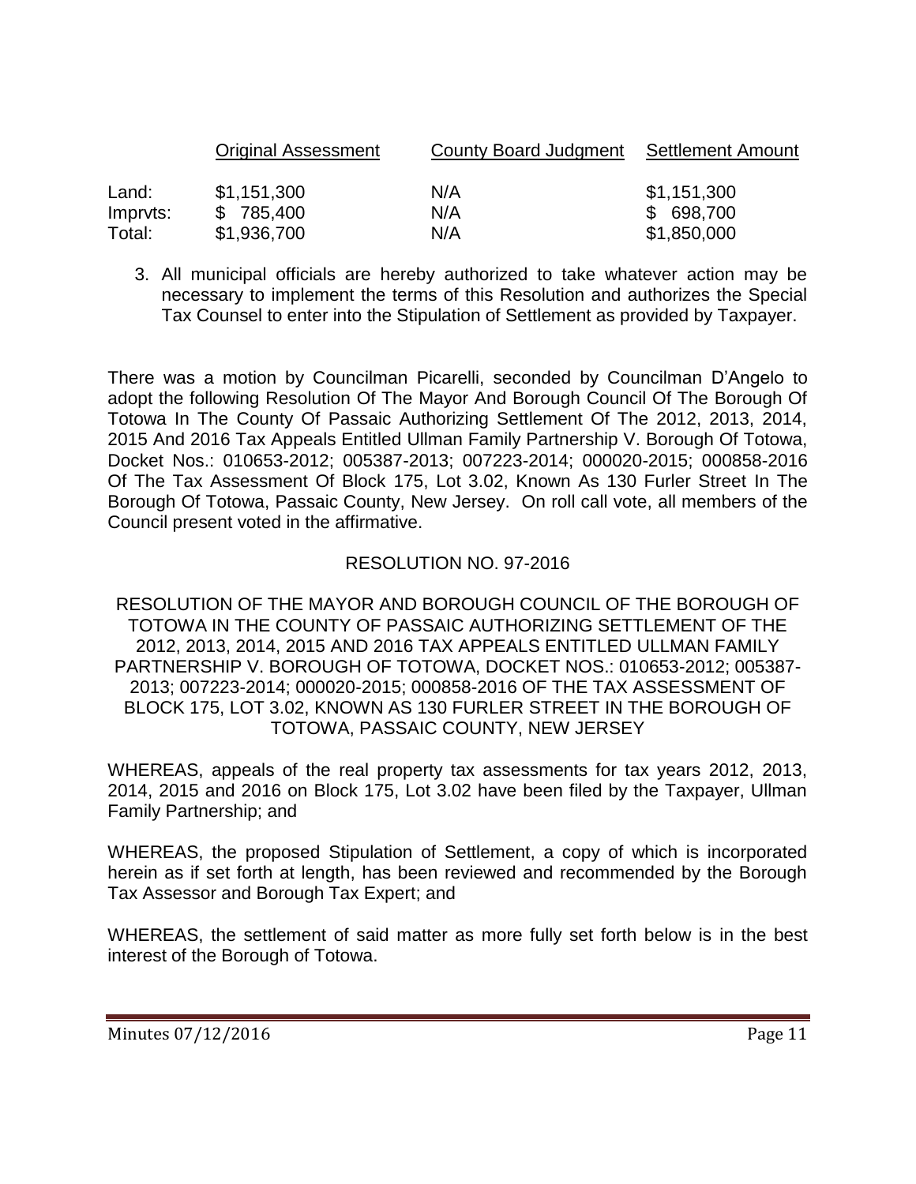| | Original Assessment | County Board Judgment | Settlement Amount |
|---|---|---|---|
| Land: | $1,151,300 | N/A | $1,151,300 |
| Imprvts: | $ 785,400 | N/A | $ 698,700 |
| Total: | $1,936,700 | N/A | $1,850,000 |

3. All municipal officials are hereby authorized to take whatever action may be necessary to implement the terms of this Resolution and authorizes the Special Tax Counsel to enter into the Stipulation of Settlement as provided by Taxpayer.

There was a motion by Councilman Picarelli, seconded by Councilman D'Angelo to adopt the following Resolution Of The Mayor And Borough Council Of The Borough Of Totowa In The County Of Passaic Authorizing Settlement Of The 2012, 2013, 2014, 2015 And 2016 Tax Appeals Entitled Ullman Family Partnership V. Borough Of Totowa, Docket Nos.: 010653-2012; 005387-2013; 007223-2014; 000020-2015; 000858-2016 Of The Tax Assessment Of Block 175, Lot 3.02, Known As 130 Furler Street In The Borough Of Totowa, Passaic County, New Jersey. On roll call vote, all members of the Council present voted in the affirmative.

RESOLUTION NO. 97-2016

RESOLUTION OF THE MAYOR AND BOROUGH COUNCIL OF THE BOROUGH OF TOTOWA IN THE COUNTY OF PASSAIC AUTHORIZING SETTLEMENT OF THE 2012, 2013, 2014, 2015 AND 2016 TAX APPEALS ENTITLED ULLMAN FAMILY PARTNERSHIP V. BOROUGH OF TOTOWA, DOCKET NOS.: 010653-2012; 005387-2013; 007223-2014; 000020-2015; 000858-2016 OF THE TAX ASSESSMENT OF BLOCK 175, LOT 3.02, KNOWN AS 130 FURLER STREET IN THE BOROUGH OF TOTOWA, PASSAIC COUNTY, NEW JERSEY

WHEREAS, appeals of the real property tax assessments for tax years 2012, 2013, 2014, 2015 and 2016 on Block 175, Lot 3.02 have been filed by the Taxpayer, Ullman Family Partnership; and

WHEREAS, the proposed Stipulation of Settlement, a copy of which is incorporated herein as if set forth at length, has been reviewed and recommended by the Borough Tax Assessor and Borough Tax Expert; and

WHEREAS, the settlement of said matter as more fully set forth below is in the best interest of the Borough of Totowa.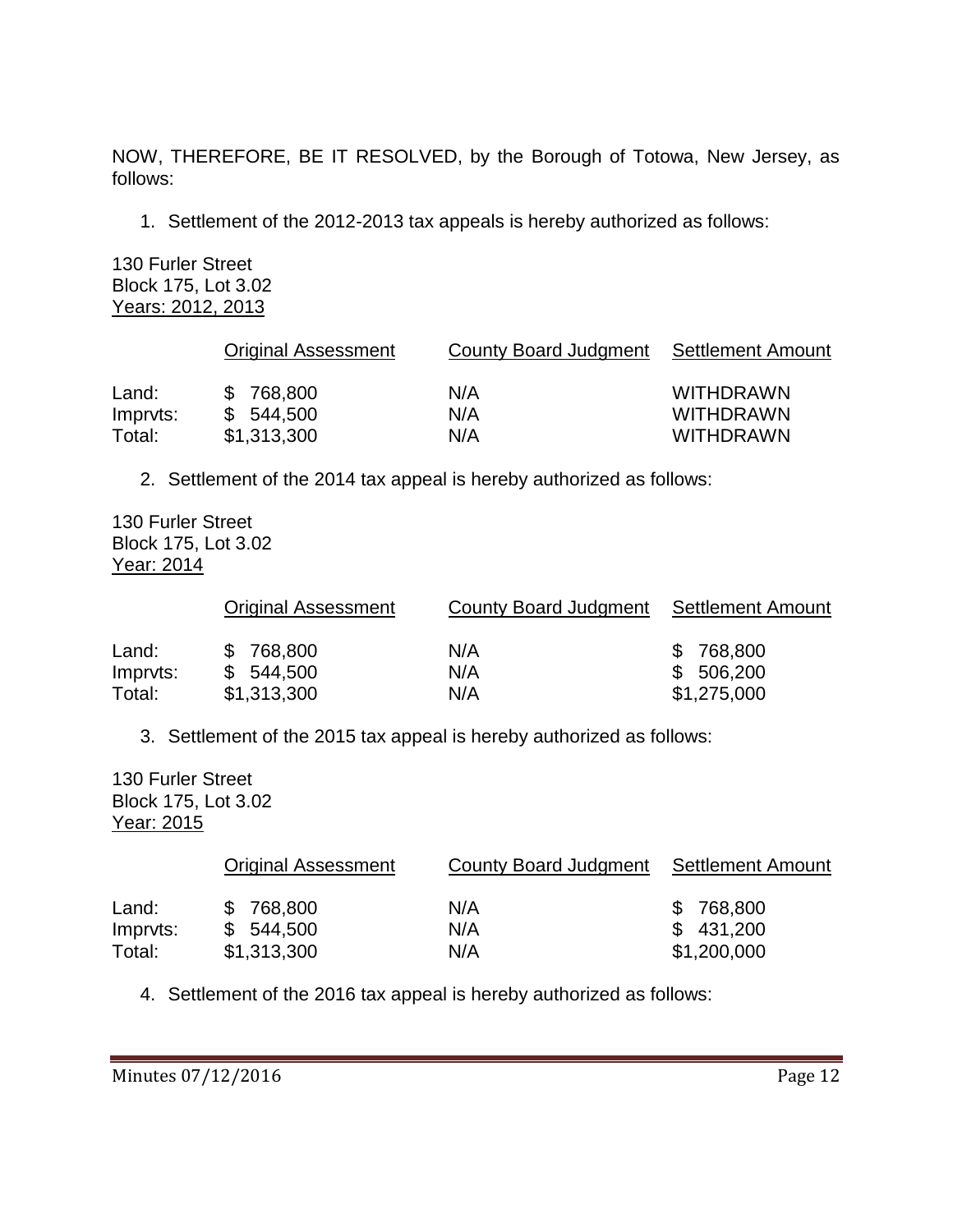NOW, THEREFORE, BE IT RESOLVED, by the Borough of Totowa, New Jersey, as follows:

1. Settlement of the 2012-2013 tax appeals is hereby authorized as follows:

130 Furler Street
Block 175, Lot 3.02
Years: 2012, 2013

| | Original Assessment | County Board Judgment | Settlement Amount |
|---|---|---|---|
| Land: | $ 768,800 | N/A | WITHDRAWN |
| Imprvts: | $ 544,500 | N/A | WITHDRAWN |
| Total: | $1,313,300 | N/A | WITHDRAWN |

2. Settlement of the 2014 tax appeal is hereby authorized as follows:

130 Furler Street
Block 175, Lot 3.02
Year: 2014

| | Original Assessment | County Board Judgment | Settlement Amount |
|---|---|---|---|
| Land: | $ 768,800 | N/A | $ 768,800 |
| Imprvts: | $ 544,500 | N/A | $ 506,200 |
| Total: | $1,313,300 | N/A | $1,275,000 |

3. Settlement of the 2015 tax appeal is hereby authorized as follows:

130 Furler Street
Block 175, Lot 3.02
Year: 2015

| | Original Assessment | County Board Judgment | Settlement Amount |
|---|---|---|---|
| Land: | $ 768,800 | N/A | $ 768,800 |
| Imprvts: | $ 544,500 | N/A | $ 431,200 |
| Total: | $1,313,300 | N/A | $1,200,000 |

4. Settlement of the 2016 tax appeal is hereby authorized as follows: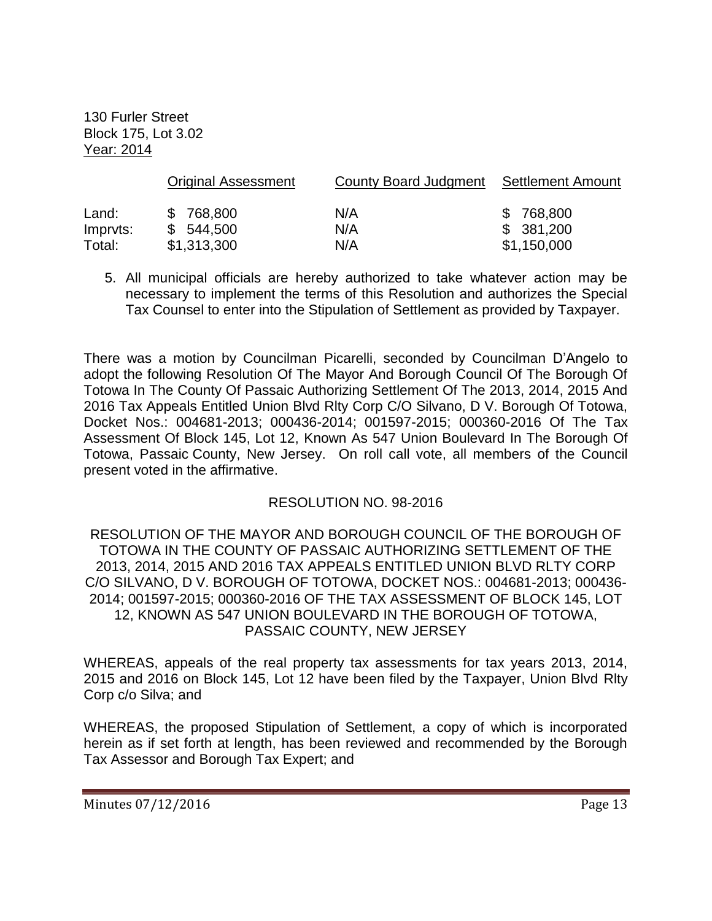130 Furler Street
Block 175, Lot 3.02
Year: 2014

| | Original Assessment | County Board Judgment | Settlement Amount |
|---|---|---|---|
| Land: | $ 768,800 | N/A | $ 768,800 |
| Imprvts: | $ 544,500 | N/A | $ 381,200 |
| Total: | $1,313,300 | N/A | $1,150,000 |

5. All municipal officials are hereby authorized to take whatever action may be necessary to implement the terms of this Resolution and authorizes the Special Tax Counsel to enter into the Stipulation of Settlement as provided by Taxpayer.

There was a motion by Councilman Picarelli, seconded by Councilman D'Angelo to adopt the following Resolution Of The Mayor And Borough Council Of The Borough Of Totowa In The County Of Passaic Authorizing Settlement Of The 2013, 2014, 2015 And 2016 Tax Appeals Entitled Union Blvd Rlty Corp C/O Silvano, D V. Borough Of Totowa, Docket Nos.: 004681-2013; 000436-2014; 001597-2015; 000360-2016 Of The Tax Assessment Of Block 145, Lot 12, Known As 547 Union Boulevard In The Borough Of Totowa, Passaic County, New Jersey. On roll call vote, all members of the Council present voted in the affirmative.

RESOLUTION NO. 98-2016

RESOLUTION OF THE MAYOR AND BOROUGH COUNCIL OF THE BOROUGH OF TOTOWA IN THE COUNTY OF PASSAIC AUTHORIZING SETTLEMENT OF THE 2013, 2014, 2015 AND 2016 TAX APPEALS ENTITLED UNION BLVD RLTY CORP C/O SILVANO, D V. BOROUGH OF TOTOWA, DOCKET NOS.: 004681-2013; 000436-2014; 001597-2015; 000360-2016 OF THE TAX ASSESSMENT OF BLOCK 145, LOT 12, KNOWN AS 547 UNION BOULEVARD IN THE BOROUGH OF TOTOWA, PASSAIC COUNTY, NEW JERSEY

WHEREAS, appeals of the real property tax assessments for tax years 2013, 2014, 2015 and 2016 on Block 145, Lot 12 have been filed by the Taxpayer, Union Blvd Rlty Corp c/o Silva; and

WHEREAS, the proposed Stipulation of Settlement, a copy of which is incorporated herein as if set forth at length, has been reviewed and recommended by the Borough Tax Assessor and Borough Tax Expert; and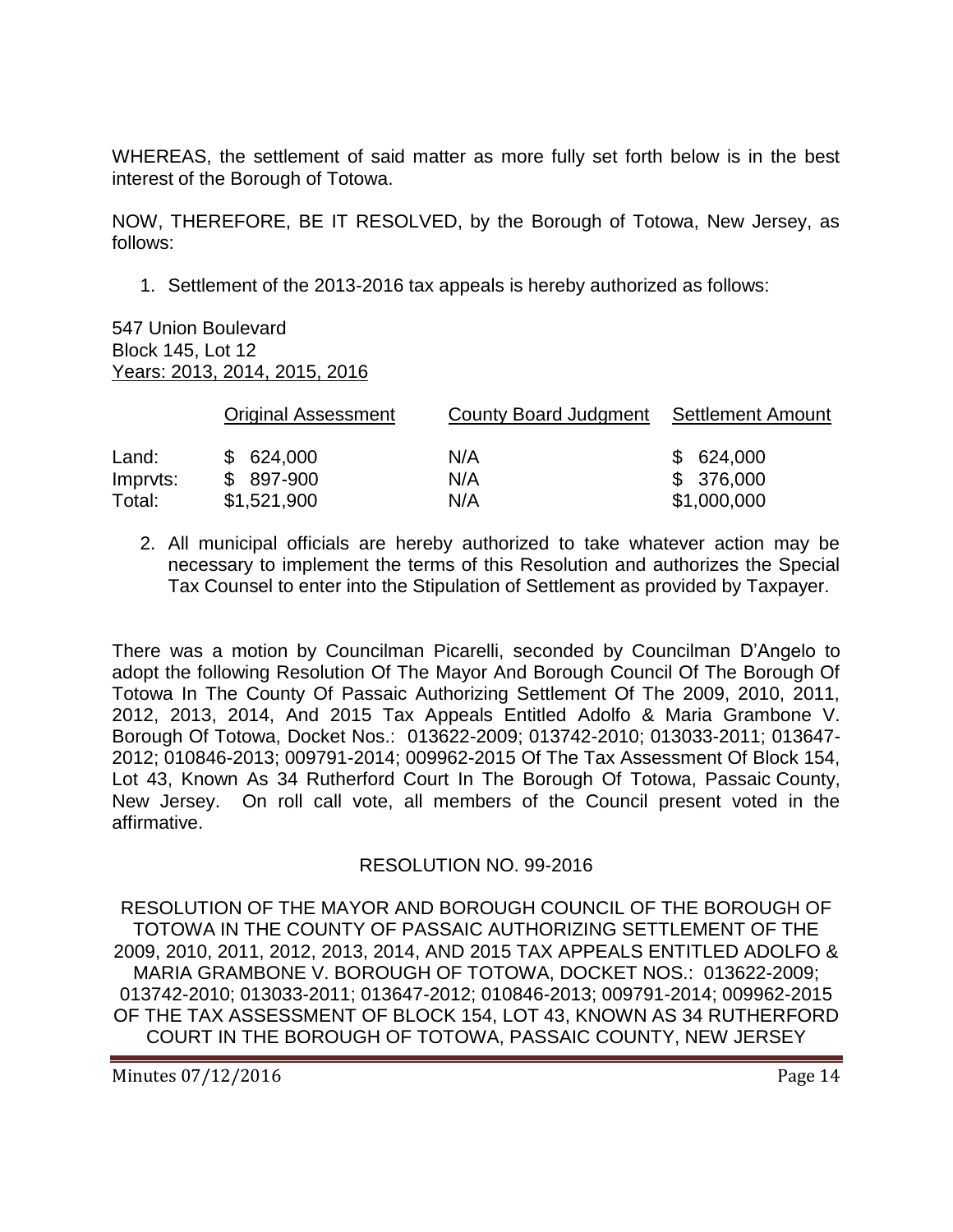WHEREAS, the settlement of said matter as more fully set forth below is in the best interest of the Borough of Totowa.

NOW, THEREFORE, BE IT RESOLVED, by the Borough of Totowa, New Jersey, as follows:

1. Settlement of the 2013-2016 tax appeals is hereby authorized as follows:

547 Union Boulevard
Block 145, Lot 12
Years: 2013, 2014, 2015, 2016

| | Original Assessment | County Board Judgment | Settlement Amount |
|---|---|---|---|
| Land: | $ 624,000 | N/A | $ 624,000 |
| Imprvts: | $ 897-900 | N/A | $ 376,000 |
| Total: | $1,521,900 | N/A | $1,000,000 |

2. All municipal officials are hereby authorized to take whatever action may be necessary to implement the terms of this Resolution and authorizes the Special Tax Counsel to enter into the Stipulation of Settlement as provided by Taxpayer.

There was a motion by Councilman Picarelli, seconded by Councilman D'Angelo to adopt the following Resolution Of The Mayor And Borough Council Of The Borough Of Totowa In The County Of Passaic Authorizing Settlement Of The 2009, 2010, 2011, 2012, 2013, 2014, And 2015 Tax Appeals Entitled Adolfo & Maria Grambone V. Borough Of Totowa, Docket Nos.: 013622-2009; 013742-2010; 013033-2011; 013647-2012; 010846-2013; 009791-2014; 009962-2015 Of The Tax Assessment Of Block 154, Lot 43, Known As 34 Rutherford Court In The Borough Of Totowa, Passaic County, New Jersey. On roll call vote, all members of the Council present voted in the affirmative.

RESOLUTION NO. 99-2016

RESOLUTION OF THE MAYOR AND BOROUGH COUNCIL OF THE BOROUGH OF TOTOWA IN THE COUNTY OF PASSAIC AUTHORIZING SETTLEMENT OF THE 2009, 2010, 2011, 2012, 2013, 2014, AND 2015 TAX APPEALS ENTITLED ADOLFO & MARIA GRAMBONE V. BOROUGH OF TOTOWA, DOCKET NOS.: 013622-2009; 013742-2010; 013033-2011; 013647-2012; 010846-2013; 009791-2014; 009962-2015 OF THE TAX ASSESSMENT OF BLOCK 154, LOT 43, KNOWN AS 34 RUTHERFORD COURT IN THE BOROUGH OF TOTOWA, PASSAIC COUNTY, NEW JERSEY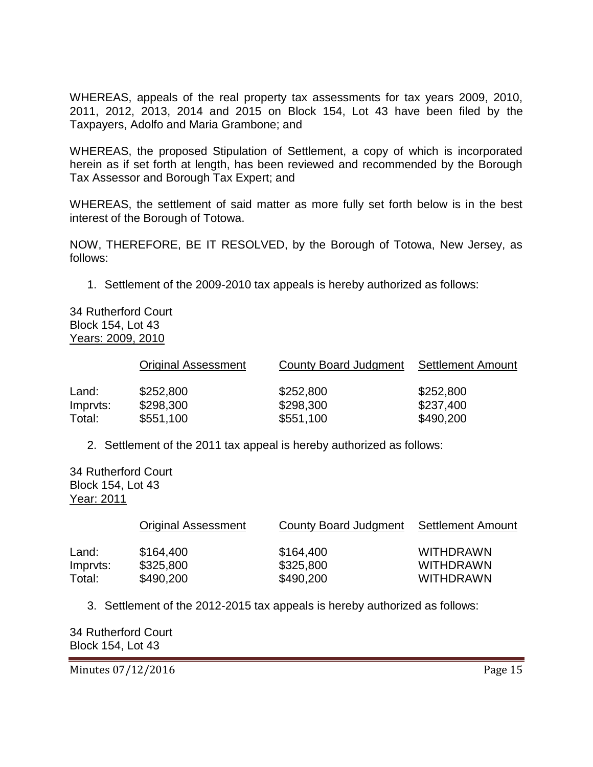WHEREAS, appeals of the real property tax assessments for tax years 2009, 2010, 2011, 2012, 2013, 2014 and 2015 on Block 154, Lot 43 have been filed by the Taxpayers, Adolfo and Maria Grambone; and

WHEREAS, the proposed Stipulation of Settlement, a copy of which is incorporated herein as if set forth at length, has been reviewed and recommended by the Borough Tax Assessor and Borough Tax Expert; and

WHEREAS, the settlement of said matter as more fully set forth below is in the best interest of the Borough of Totowa.

NOW, THEREFORE, BE IT RESOLVED, by the Borough of Totowa, New Jersey, as follows:

1. Settlement of the 2009-2010 tax appeals is hereby authorized as follows:

34 Rutherford Court
Block 154, Lot 43
Years: 2009, 2010

| | Original Assessment | County Board Judgment | Settlement Amount |
|---|---|---|---|
| Land: | $252,800 | $252,800 | $252,800 |
| Imprvts: | $298,300 | $298,300 | $237,400 |
| Total: | $551,100 | $551,100 | $490,200 |

2. Settlement of the 2011 tax appeal is hereby authorized as follows:

34 Rutherford Court
Block 154, Lot 43
Year: 2011

| | Original Assessment | County Board Judgment | Settlement Amount |
|---|---|---|---|
| Land: | $164,400 | $164,400 | WITHDRAWN |
| Imprvts: | $325,800 | $325,800 | WITHDRAWN |
| Total: | $490,200 | $490,200 | WITHDRAWN |

3. Settlement of the 2012-2015 tax appeals is hereby authorized as follows:

34 Rutherford Court
Block 154, Lot 43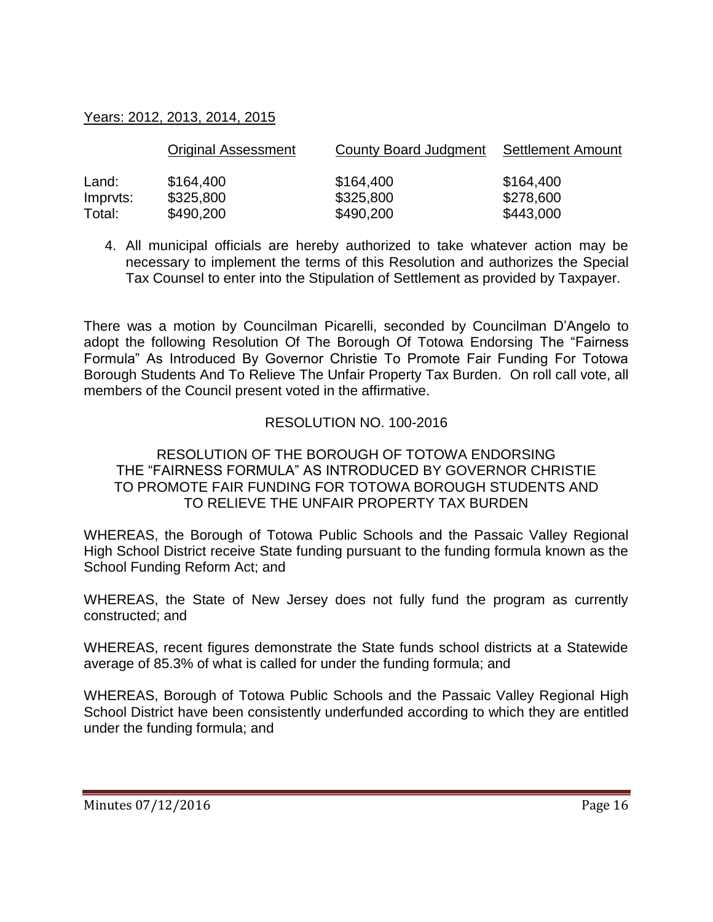Years: 2012, 2013, 2014, 2015

| | Original Assessment | County Board Judgment | Settlement Amount |
|---|---|---|---|
| Land: | $164,400 | $164,400 | $164,400 |
| Imprvts: | $325,800 | $325,800 | $278,600 |
| Total: | $490,200 | $490,200 | $443,000 |

4. All municipal officials are hereby authorized to take whatever action may be necessary to implement the terms of this Resolution and authorizes the Special Tax Counsel to enter into the Stipulation of Settlement as provided by Taxpayer.

There was a motion by Councilman Picarelli, seconded by Councilman D'Angelo to adopt the following Resolution Of The Borough Of Totowa Endorsing The "Fairness Formula" As Introduced By Governor Christie To Promote Fair Funding For Totowa Borough Students And To Relieve The Unfair Property Tax Burden. On roll call vote, all members of the Council present voted in the affirmative.

RESOLUTION NO. 100-2016

RESOLUTION OF THE BOROUGH OF TOTOWA ENDORSING THE "FAIRNESS FORMULA" AS INTRODUCED BY GOVERNOR CHRISTIE TO PROMOTE FAIR FUNDING FOR TOTOWA BOROUGH STUDENTS AND TO RELIEVE THE UNFAIR PROPERTY TAX BURDEN

WHEREAS, the Borough of Totowa Public Schools and the Passaic Valley Regional High School District receive State funding pursuant to the funding formula known as the School Funding Reform Act; and

WHEREAS, the State of New Jersey does not fully fund the program as currently constructed; and

WHEREAS, recent figures demonstrate the State funds school districts at a Statewide average of 85.3% of what is called for under the funding formula; and

WHEREAS, Borough of Totowa Public Schools and the Passaic Valley Regional High School District have been consistently underfunded according to which they are entitled under the funding formula; and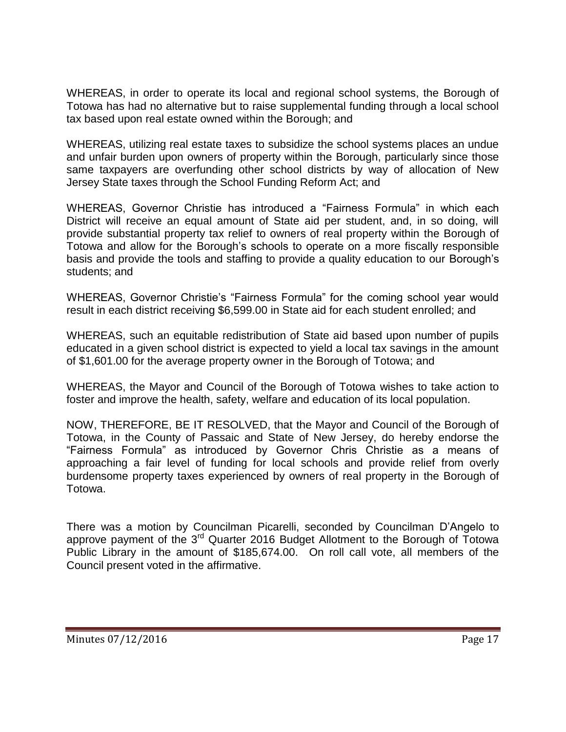WHEREAS, in order to operate its local and regional school systems, the Borough of Totowa has had no alternative but to raise supplemental funding through a local school tax based upon real estate owned within the Borough; and

WHEREAS, utilizing real estate taxes to subsidize the school systems places an undue and unfair burden upon owners of property within the Borough, particularly since those same taxpayers are overfunding other school districts by way of allocation of New Jersey State taxes through the School Funding Reform Act; and

WHEREAS, Governor Christie has introduced a "Fairness Formula" in which each District will receive an equal amount of State aid per student, and, in so doing, will provide substantial property tax relief to owners of real property within the Borough of Totowa and allow for the Borough's schools to operate on a more fiscally responsible basis and provide the tools and staffing to provide a quality education to our Borough's students; and

WHEREAS, Governor Christie's "Fairness Formula" for the coming school year would result in each district receiving $6,599.00 in State aid for each student enrolled; and

WHEREAS, such an equitable redistribution of State aid based upon number of pupils educated in a given school district is expected to yield a local tax savings in the amount of $1,601.00 for the average property owner in the Borough of Totowa; and

WHEREAS, the Mayor and Council of the Borough of Totowa wishes to take action to foster and improve the health, safety, welfare and education of its local population.

NOW, THEREFORE, BE IT RESOLVED, that the Mayor and Council of the Borough of Totowa, in the County of Passaic and State of New Jersey, do hereby endorse the "Fairness Formula" as introduced by Governor Chris Christie as a means of approaching a fair level of funding for local schools and provide relief from overly burdensome property taxes experienced by owners of real property in the Borough of Totowa.

There was a motion by Councilman Picarelli, seconded by Councilman D'Angelo to approve payment of the 3rd Quarter 2016 Budget Allotment to the Borough of Totowa Public Library in the amount of $185,674.00. On roll call vote, all members of the Council present voted in the affirmative.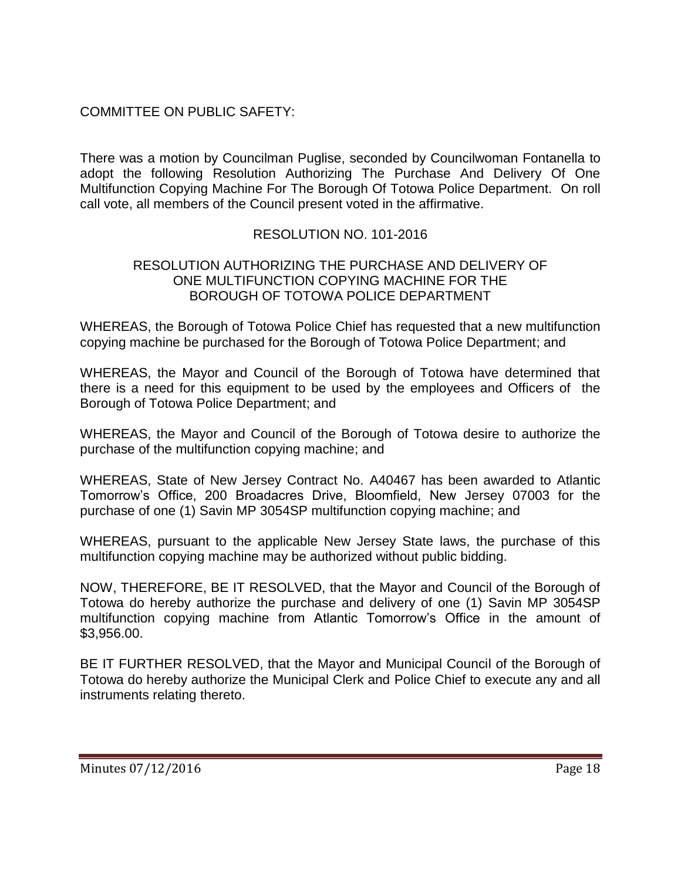COMMITTEE ON PUBLIC SAFETY:

There was a motion by Councilman Puglise, seconded by Councilwoman Fontanella to adopt the following Resolution Authorizing The Purchase And Delivery Of One Multifunction Copying Machine For The Borough Of Totowa Police Department. On roll call vote, all members of the Council present voted in the affirmative.

RESOLUTION NO. 101-2016

RESOLUTION AUTHORIZING THE PURCHASE AND DELIVERY OF ONE MULTIFUNCTION COPYING MACHINE FOR THE BOROUGH OF TOTOWA POLICE DEPARTMENT

WHEREAS, the Borough of Totowa Police Chief has requested that a new multifunction copying machine be purchased for the Borough of Totowa Police Department; and

WHEREAS, the Mayor and Council of the Borough of Totowa have determined that there is a need for this equipment to be used by the employees and Officers of the Borough of Totowa Police Department; and

WHEREAS, the Mayor and Council of the Borough of Totowa desire to authorize the purchase of the multifunction copying machine; and

WHEREAS, State of New Jersey Contract No. A40467 has been awarded to Atlantic Tomorrow's Office, 200 Broadacres Drive, Bloomfield, New Jersey 07003 for the purchase of one (1) Savin MP 3054SP multifunction copying machine; and

WHEREAS, pursuant to the applicable New Jersey State laws, the purchase of this multifunction copying machine may be authorized without public bidding.

NOW, THEREFORE, BE IT RESOLVED, that the Mayor and Council of the Borough of Totowa do hereby authorize the purchase and delivery of one (1) Savin MP 3054SP multifunction copying machine from Atlantic Tomorrow's Office in the amount of $3,956.00.

BE IT FURTHER RESOLVED, that the Mayor and Municipal Council of the Borough of Totowa do hereby authorize the Municipal Clerk and Police Chief to execute any and all instruments relating thereto.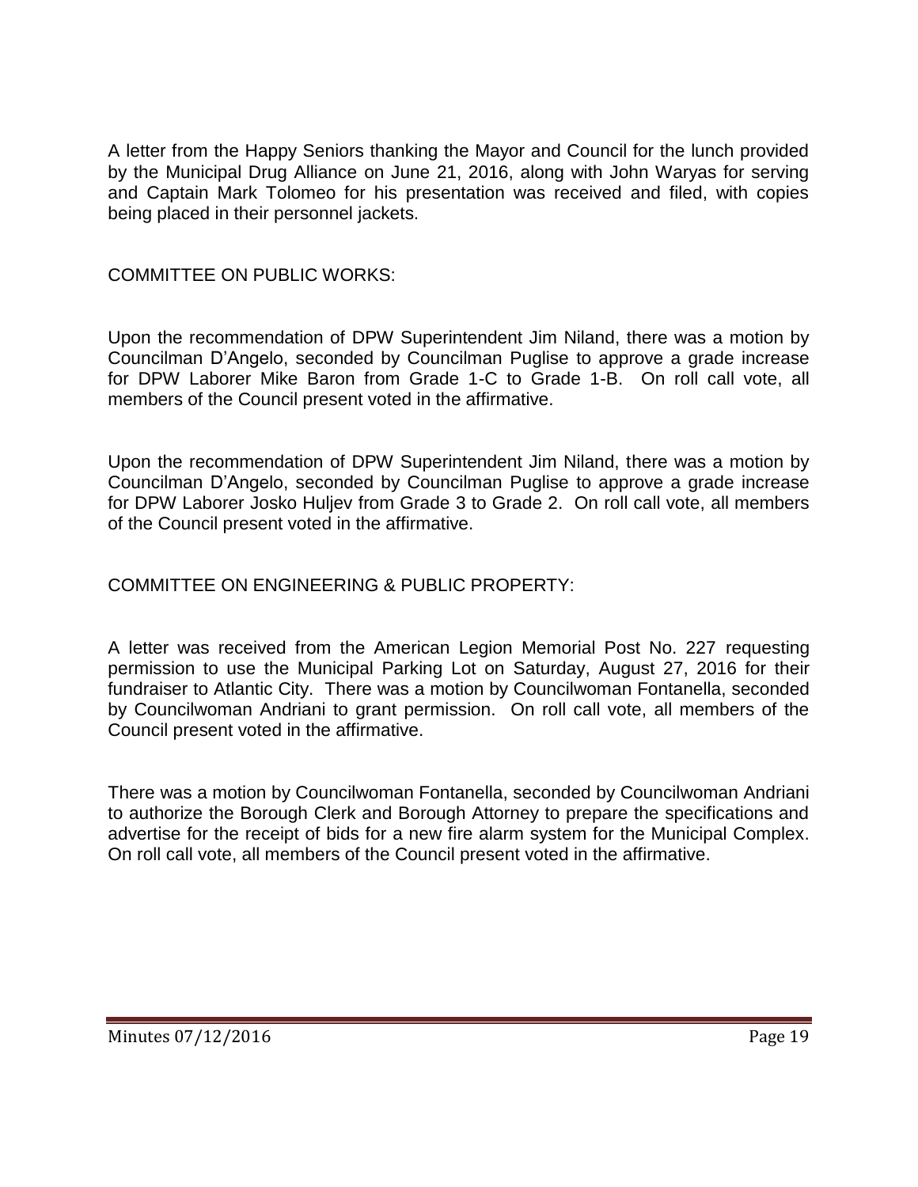A letter from the Happy Seniors thanking the Mayor and Council for the lunch provided by the Municipal Drug Alliance on June 21, 2016, along with John Waryas for serving and Captain Mark Tolomeo for his presentation was received and filed, with copies being placed in their personnel jackets.

COMMITTEE ON PUBLIC WORKS:

Upon the recommendation of DPW Superintendent Jim Niland, there was a motion by Councilman D'Angelo, seconded by Councilman Puglise to approve a grade increase for DPW Laborer Mike Baron from Grade 1-C to Grade 1-B. On roll call vote, all members of the Council present voted in the affirmative.

Upon the recommendation of DPW Superintendent Jim Niland, there was a motion by Councilman D'Angelo, seconded by Councilman Puglise to approve a grade increase for DPW Laborer Josko Huljev from Grade 3 to Grade 2. On roll call vote, all members of the Council present voted in the affirmative.

COMMITTEE ON ENGINEERING & PUBLIC PROPERTY:

A letter was received from the American Legion Memorial Post No. 227 requesting permission to use the Municipal Parking Lot on Saturday, August 27, 2016 for their fundraiser to Atlantic City. There was a motion by Councilwoman Fontanella, seconded by Councilwoman Andriani to grant permission. On roll call vote, all members of the Council present voted in the affirmative.

There was a motion by Councilwoman Fontanella, seconded by Councilwoman Andriani to authorize the Borough Clerk and Borough Attorney to prepare the specifications and advertise for the receipt of bids for a new fire alarm system for the Municipal Complex. On roll call vote, all members of the Council present voted in the affirmative.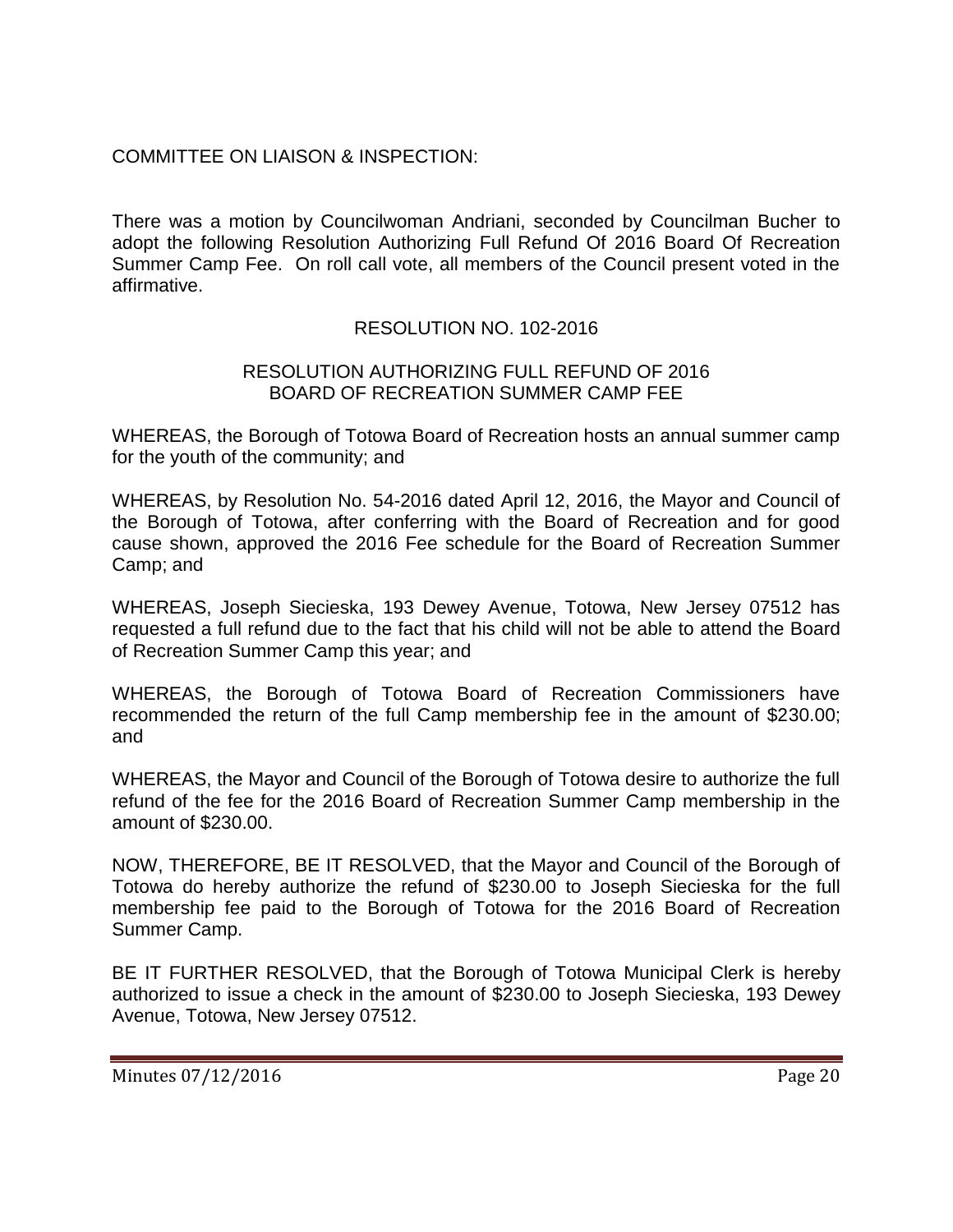COMMITTEE ON LIAISON & INSPECTION:

There was a motion by Councilwoman Andriani, seconded by Councilman Bucher to adopt the following Resolution Authorizing Full Refund Of 2016 Board Of Recreation Summer Camp Fee. On roll call vote, all members of the Council present voted in the affirmative.

RESOLUTION NO. 102-2016

RESOLUTION AUTHORIZING FULL REFUND OF 2016
BOARD OF RECREATION SUMMER CAMP FEE

WHEREAS, the Borough of Totowa Board of Recreation hosts an annual summer camp for the youth of the community; and

WHEREAS, by Resolution No. 54-2016 dated April 12, 2016, the Mayor and Council of the Borough of Totowa, after conferring with the Board of Recreation and for good cause shown, approved the 2016 Fee schedule for the Board of Recreation Summer Camp; and

WHEREAS, Joseph Siecieska, 193 Dewey Avenue, Totowa, New Jersey 07512 has requested a full refund due to the fact that his child will not be able to attend the Board of Recreation Summer Camp this year; and

WHEREAS, the Borough of Totowa Board of Recreation Commissioners have recommended the return of the full Camp membership fee in the amount of $230.00; and

WHEREAS, the Mayor and Council of the Borough of Totowa desire to authorize the full refund of the fee for the 2016 Board of Recreation Summer Camp membership in the amount of $230.00.

NOW, THEREFORE, BE IT RESOLVED, that the Mayor and Council of the Borough of Totowa do hereby authorize the refund of $230.00 to Joseph Siecieska for the full membership fee paid to the Borough of Totowa for the 2016 Board of Recreation Summer Camp.

BE IT FURTHER RESOLVED, that the Borough of Totowa Municipal Clerk is hereby authorized to issue a check in the amount of $230.00 to Joseph Siecieska, 193 Dewey Avenue, Totowa, New Jersey 07512.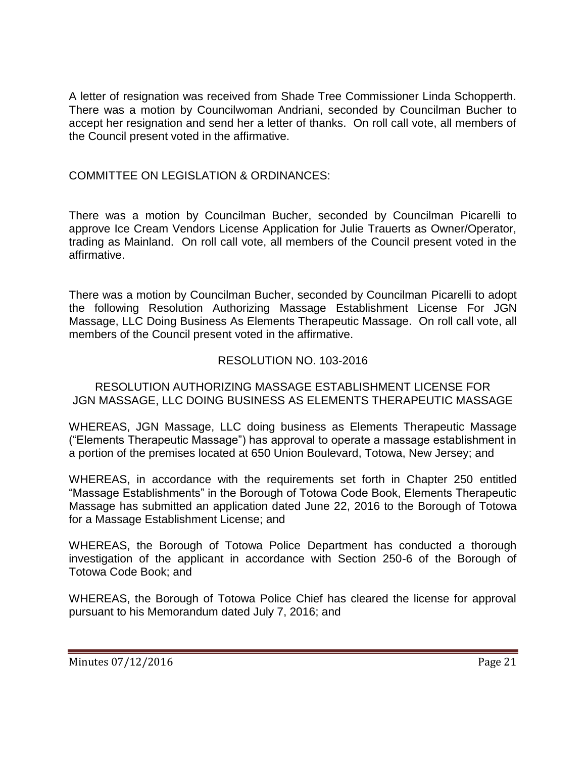A letter of resignation was received from Shade Tree Commissioner Linda Schopperth. There was a motion by Councilwoman Andriani, seconded by Councilman Bucher to accept her resignation and send her a letter of thanks. On roll call vote, all members of the Council present voted in the affirmative.

COMMITTEE ON LEGISLATION & ORDINANCES:

There was a motion by Councilman Bucher, seconded by Councilman Picarelli to approve Ice Cream Vendors License Application for Julie Trauerts as Owner/Operator, trading as Mainland. On roll call vote, all members of the Council present voted in the affirmative.

There was a motion by Councilman Bucher, seconded by Councilman Picarelli to adopt the following Resolution Authorizing Massage Establishment License For JGN Massage, LLC Doing Business As Elements Therapeutic Massage. On roll call vote, all members of the Council present voted in the affirmative.

RESOLUTION NO. 103-2016

RESOLUTION AUTHORIZING MASSAGE ESTABLISHMENT LICENSE FOR JGN MASSAGE, LLC DOING BUSINESS AS ELEMENTS THERAPEUTIC MASSAGE

WHEREAS, JGN Massage, LLC doing business as Elements Therapeutic Massage ("Elements Therapeutic Massage") has approval to operate a massage establishment in a portion of the premises located at 650 Union Boulevard, Totowa, New Jersey; and

WHEREAS, in accordance with the requirements set forth in Chapter 250 entitled "Massage Establishments" in the Borough of Totowa Code Book, Elements Therapeutic Massage has submitted an application dated June 22, 2016 to the Borough of Totowa for a Massage Establishment License; and

WHEREAS, the Borough of Totowa Police Department has conducted a thorough investigation of the applicant in accordance with Section 250-6 of the Borough of Totowa Code Book; and

WHEREAS, the Borough of Totowa Police Chief has cleared the license for approval pursuant to his Memorandum dated July 7, 2016; and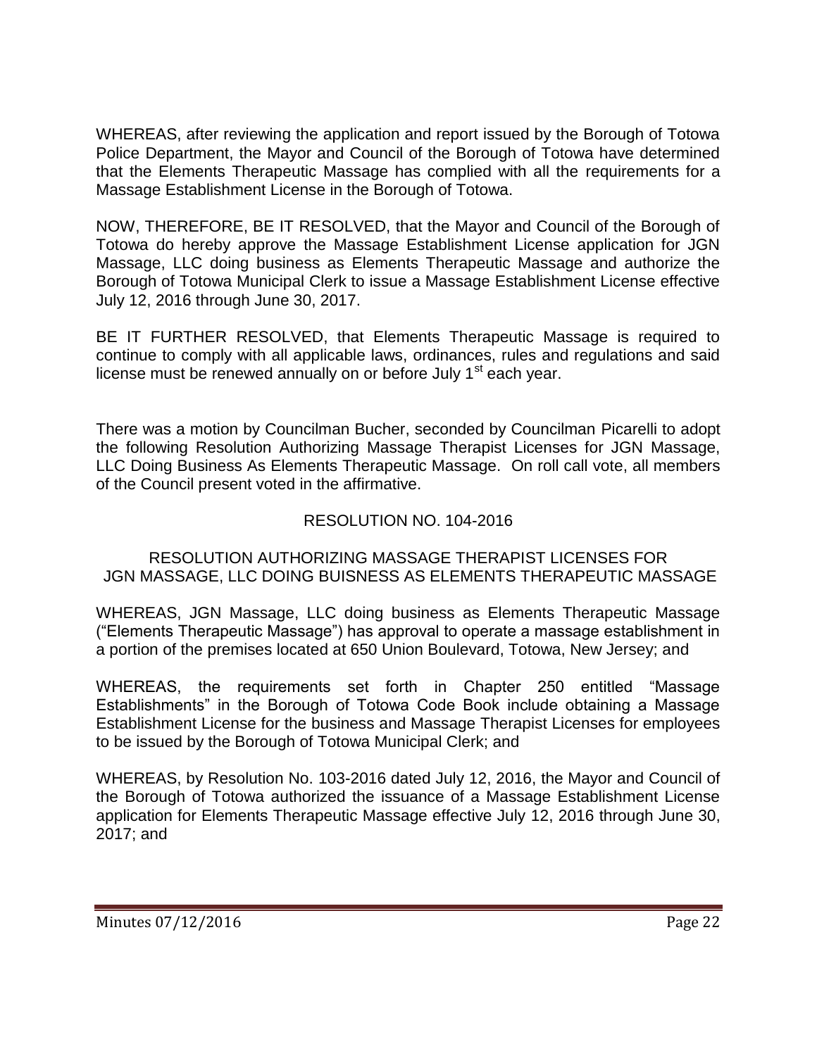WHEREAS, after reviewing the application and report issued by the Borough of Totowa Police Department, the Mayor and Council of the Borough of Totowa have determined that the Elements Therapeutic Massage has complied with all the requirements for a Massage Establishment License in the Borough of Totowa.

NOW, THEREFORE, BE IT RESOLVED, that the Mayor and Council of the Borough of Totowa do hereby approve the Massage Establishment License application for JGN Massage, LLC doing business as Elements Therapeutic Massage and authorize the Borough of Totowa Municipal Clerk to issue a Massage Establishment License effective July 12, 2016 through June 30, 2017.

BE IT FURTHER RESOLVED, that Elements Therapeutic Massage is required to continue to comply with all applicable laws, ordinances, rules and regulations and said license must be renewed annually on or before July 1st each year.

There was a motion by Councilman Bucher, seconded by Councilman Picarelli to adopt the following Resolution Authorizing Massage Therapist Licenses for JGN Massage, LLC Doing Business As Elements Therapeutic Massage. On roll call vote, all members of the Council present voted in the affirmative.

RESOLUTION NO. 104-2016

RESOLUTION AUTHORIZING MASSAGE THERAPIST LICENSES FOR JGN MASSAGE, LLC DOING BUISNESS AS ELEMENTS THERAPEUTIC MASSAGE

WHEREAS, JGN Massage, LLC doing business as Elements Therapeutic Massage ("Elements Therapeutic Massage") has approval to operate a massage establishment in a portion of the premises located at 650 Union Boulevard, Totowa, New Jersey; and

WHEREAS, the requirements set forth in Chapter 250 entitled "Massage Establishments" in the Borough of Totowa Code Book include obtaining a Massage Establishment License for the business and Massage Therapist Licenses for employees to be issued by the Borough of Totowa Municipal Clerk; and

WHEREAS, by Resolution No. 103-2016 dated July 12, 2016, the Mayor and Council of the Borough of Totowa authorized the issuance of a Massage Establishment License application for Elements Therapeutic Massage effective July 12, 2016 through June 30, 2017; and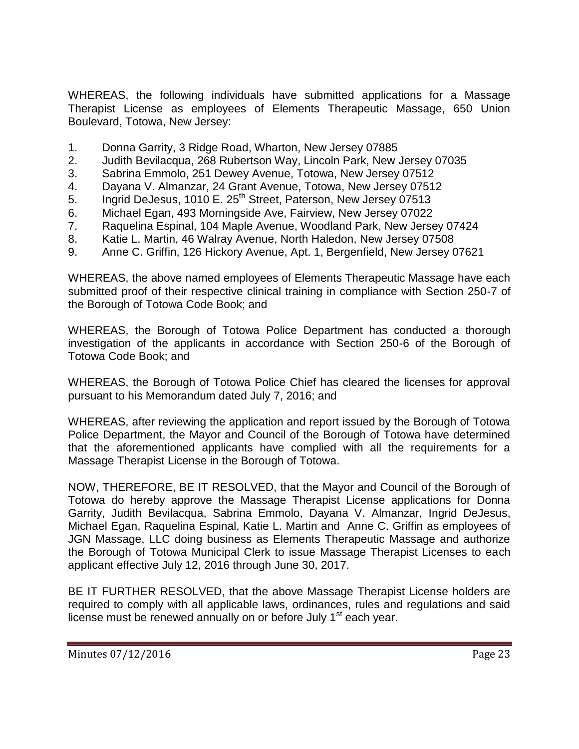WHEREAS, the following individuals have submitted applications for a Massage Therapist License as employees of Elements Therapeutic Massage, 650 Union Boulevard, Totowa, New Jersey:

1. Donna Garrity, 3 Ridge Road, Wharton, New Jersey 07885
2. Judith Bevilacqua, 268 Rubertson Way, Lincoln Park, New Jersey 07035
3. Sabrina Emmolo, 251 Dewey Avenue, Totowa, New Jersey 07512
4. Dayana V. Almanzar, 24 Grant Avenue, Totowa, New Jersey 07512
5. Ingrid DeJesus, 1010 E. 25th Street, Paterson, New Jersey 07513
6. Michael Egan, 493 Morningside Ave, Fairview, New Jersey 07022
7. Raquelina Espinal, 104 Maple Avenue, Woodland Park, New Jersey 07424
8. Katie L. Martin, 46 Walray Avenue, North Haledon, New Jersey 07508
9. Anne C. Griffin, 126 Hickory Avenue, Apt. 1, Bergenfield, New Jersey 07621

WHEREAS, the above named employees of Elements Therapeutic Massage have each submitted proof of their respective clinical training in compliance with Section 250-7 of the Borough of Totowa Code Book; and

WHEREAS, the Borough of Totowa Police Department has conducted a thorough investigation of the applicants in accordance with Section 250-6 of the Borough of Totowa Code Book; and

WHEREAS, the Borough of Totowa Police Chief has cleared the licenses for approval pursuant to his Memorandum dated July 7, 2016; and

WHEREAS, after reviewing the application and report issued by the Borough of Totowa Police Department, the Mayor and Council of the Borough of Totowa have determined that the aforementioned applicants have complied with all the requirements for a Massage Therapist License in the Borough of Totowa.

NOW, THEREFORE, BE IT RESOLVED, that the Mayor and Council of the Borough of Totowa do hereby approve the Massage Therapist License applications for Donna Garrity, Judith Bevilacqua, Sabrina Emmolo, Dayana V. Almanzar, Ingrid DeJesus, Michael Egan, Raquelina Espinal, Katie L. Martin and Anne C. Griffin as employees of JGN Massage, LLC doing business as Elements Therapeutic Massage and authorize the Borough of Totowa Municipal Clerk to issue Massage Therapist Licenses to each applicant effective July 12, 2016 through June 30, 2017.

BE IT FURTHER RESOLVED, that the above Massage Therapist License holders are required to comply with all applicable laws, ordinances, rules and regulations and said license must be renewed annually on or before July 1st each year.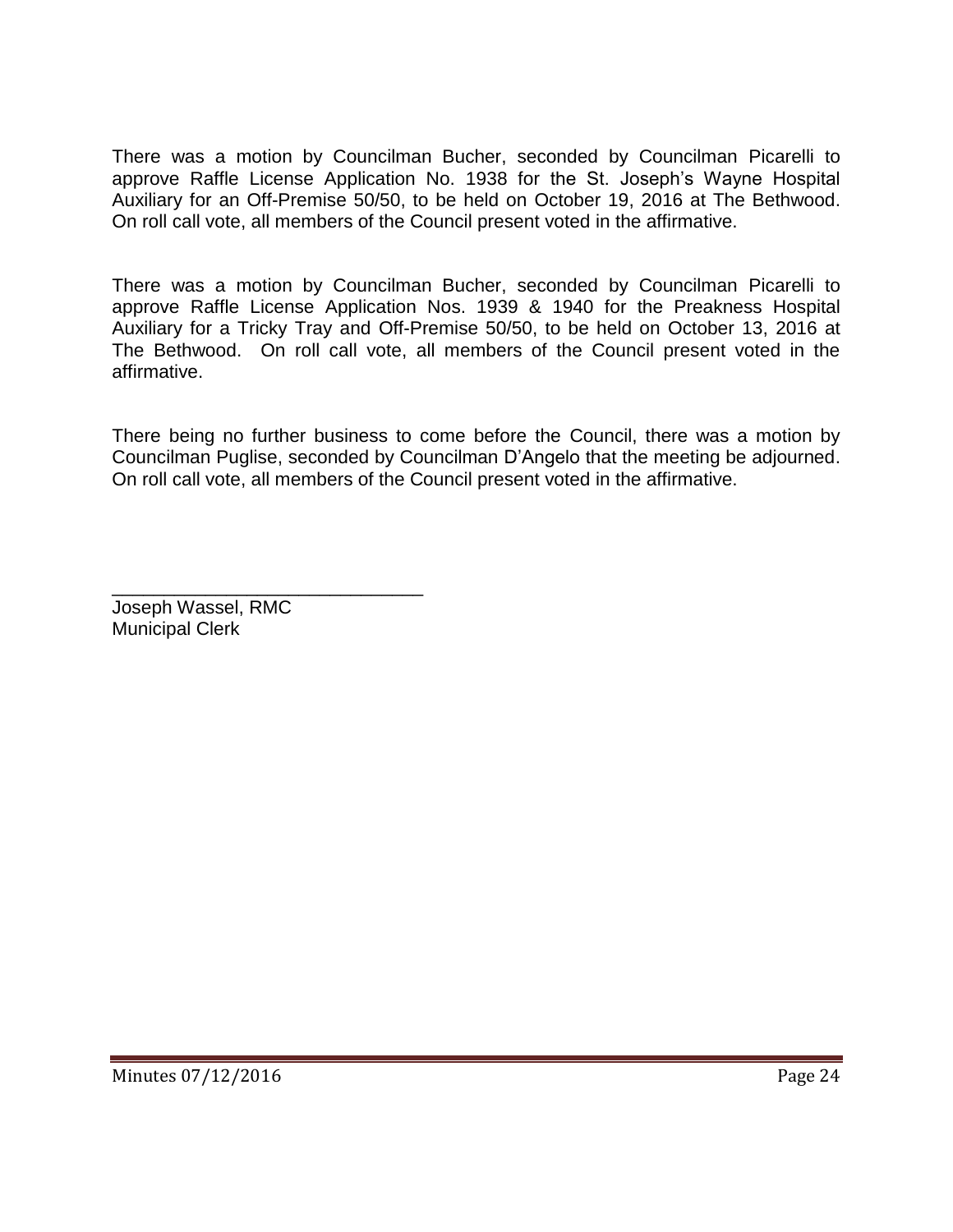There was a motion by Councilman Bucher, seconded by Councilman Picarelli to approve Raffle License Application No. 1938 for the St. Joseph's Wayne Hospital Auxiliary for an Off-Premise 50/50, to be held on October 19, 2016 at The Bethwood. On roll call vote, all members of the Council present voted in the affirmative.

There was a motion by Councilman Bucher, seconded by Councilman Picarelli to approve Raffle License Application Nos. 1939 & 1940 for the Preakness Hospital Auxiliary for a Tricky Tray and Off-Premise 50/50, to be held on October 13, 2016 at The Bethwood. On roll call vote, all members of the Council present voted in the affirmative.

There being no further business to come before the Council, there was a motion by Councilman Puglise, seconded by Councilman D'Angelo that the meeting be adjourned. On roll call vote, all members of the Council present voted in the affirmative.

______________________________
Joseph Wassel, RMC
Municipal Clerk